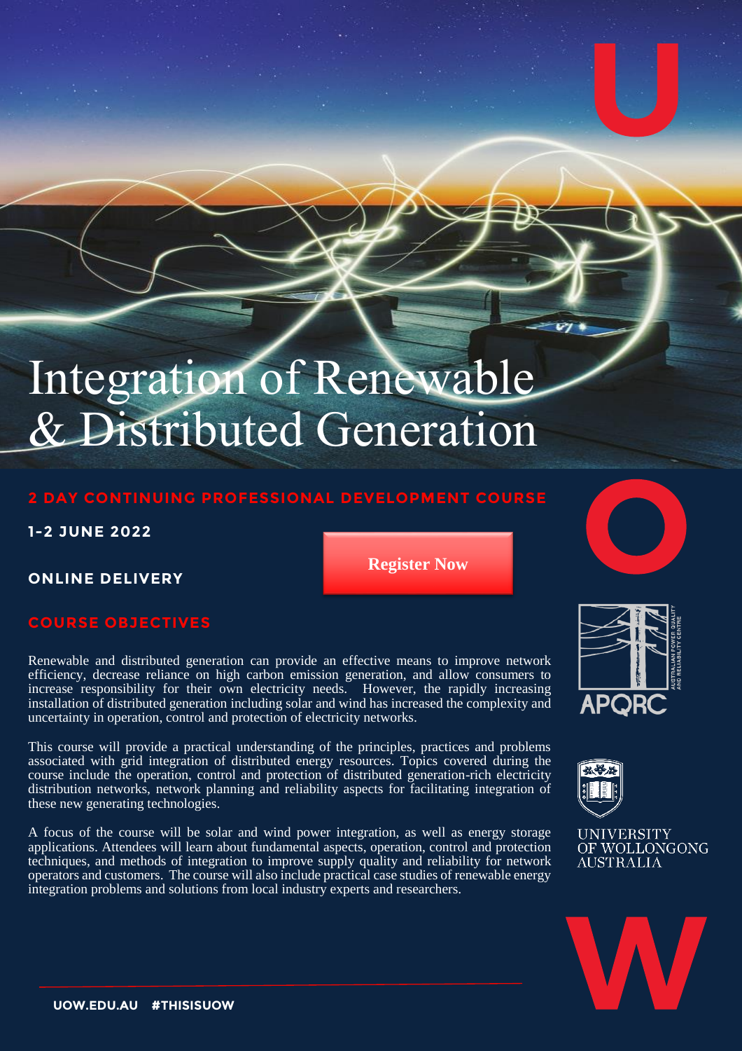# Integration of Renewable & Distributed Generation

## 2 DAY CONTINUING PROFESSIONAL DEVELOPMENT COURSE

**1-2 JUNE 2022**

**ONLINE DELIVERY**

**Register Now**

## COURSE OBJECTIVES

Renewable and distributed generation can provide an effective means to improve network efficiency, decrease reliance on high carbon emission generation, and allow consumers to increase responsibility for their own electricity needs. However, the rapidly increasing installation of distributed generation including solar and wind has increased the complexity and uncertainty in operation, control and protection of electricity networks.

This course will provide a practical understanding of the principles, practices and problems associated with grid integration of distributed energy resources. Topics covered during the course include the operation, control and protection of distributed generation-rich electricity distribution networks, network planning and reliability aspects for facilitating integration of these new generating technologies.

A focus of the course will be solar and wind power integration, as well as energy storage applications. Attendees will learn about fundamental aspects, operation, control and protection techniques, and methods of integration to improve supply quality and reliability for network operators and customers. The course will also include practical case studies of renewable energy integration problems and solutions from local industry experts and researchers.

APQRC – Australian Power Quality and Reliability Centre

University of Wollongong Australia

UOW.EDU.AU #THISISUOW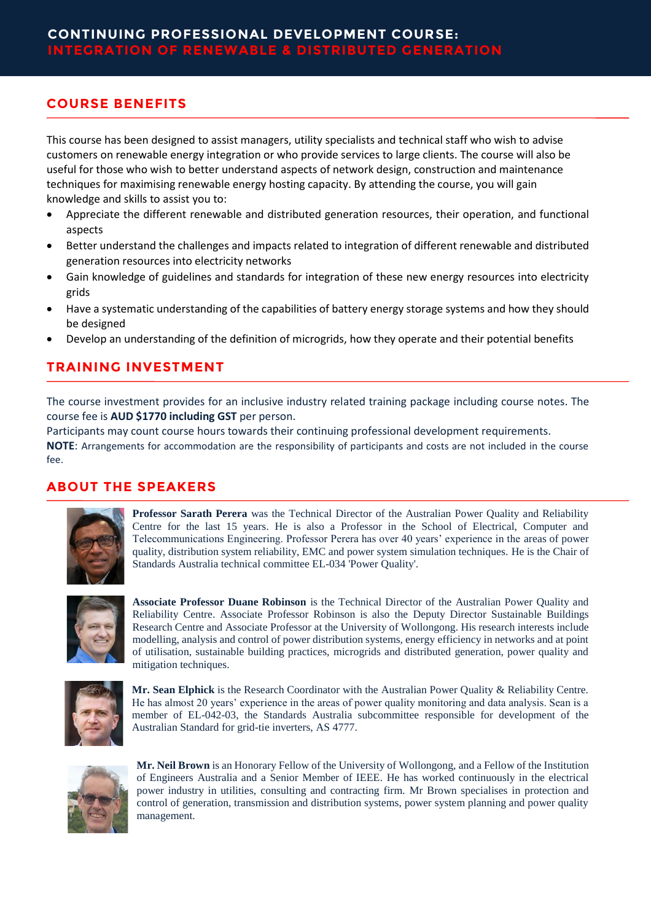# CONTINUING PROFESSIONAL DEVELOPMENT COURSE: INTEGRATION OF RENEWABLE & DISTRIBUTED GENERATION

## COURSE BENEFITS

This course has been designed to assist managers, utility specialists and technical staff who wish to advise customers on renewable energy integration or who provide services to large clients. The course will also be useful for those who wish to better understand aspects of network design, construction and maintenance techniques for maximising renewable energy hosting capacity. By attending the course, you will gain knowledge and skills to assist you to:

- Appreciate the different renewable and distributed generation resources, their operation, and functional aspects
- Better understand the challenges and impacts related to integration of different renewable and distributed generation resources into electricity networks
- Gain knowledge of guidelines and standards for integration of these new energy resources into electricity grids
- Have a systematic understanding of the capabilities of battery energy storage systems and how they should be designed
- Develop an understanding of the definition of microgrids, how they operate and their potential benefits

## TRAINING INVESTMENT

The course investment provides for an inclusive industry related training package including course notes. The course fee is **AUD $1770 including GST** per person.

Participants may count course hours towards their continuing professional development requirements.

**NOTE**: Arrangements for accommodation are the responsibility of participants and costs are not included in the course fee.

## ABOUT THE SPEAKERS

**Professor Sarath Perera** was the Technical Director of the Australian Power Quality and Reliability Centre for the last 15 years. He is also a Professor in the School of Electrical, Computer and Telecommunications Engineering. Professor Perera has over 40 years' experience in the areas of power quality, distribution system reliability, EMC and power system simulation techniques. He is the Chair of Standards Australia technical committee EL-034 'Power Quality'.

**Associate Professor Duane Robinson** is the Technical Director of the Australian Power Quality and Reliability Centre. Associate Professor Robinson is also the Deputy Director Sustainable Buildings Research Centre and Associate Professor at the University of Wollongong. His research interests include modelling, analysis and control of power distribution systems, energy efficiency in networks and at point of utilisation, sustainable building practices, microgrids and distributed generation, power quality and mitigation techniques.

**Mr. Sean Elphick** is the Research Coordinator with the Australian Power Quality & Reliability Centre. He has almost 20 years' experience in the areas of power quality monitoring and data analysis. Sean is a member of EL-042-03, the Standards Australia subcommittee responsible for development of the Australian Standard for grid-tie inverters, AS 4777.

**Mr. Neil Brown** is an Honorary Fellow of the University of Wollongong, and a Fellow of the Institution of Engineers Australia and a Senior Member of IEEE. He has worked continuously in the electrical power industry in utilities, consulting and contracting firm. Mr Brown specialises in protection and control of generation, transmission and distribution systems, power system planning and power quality management.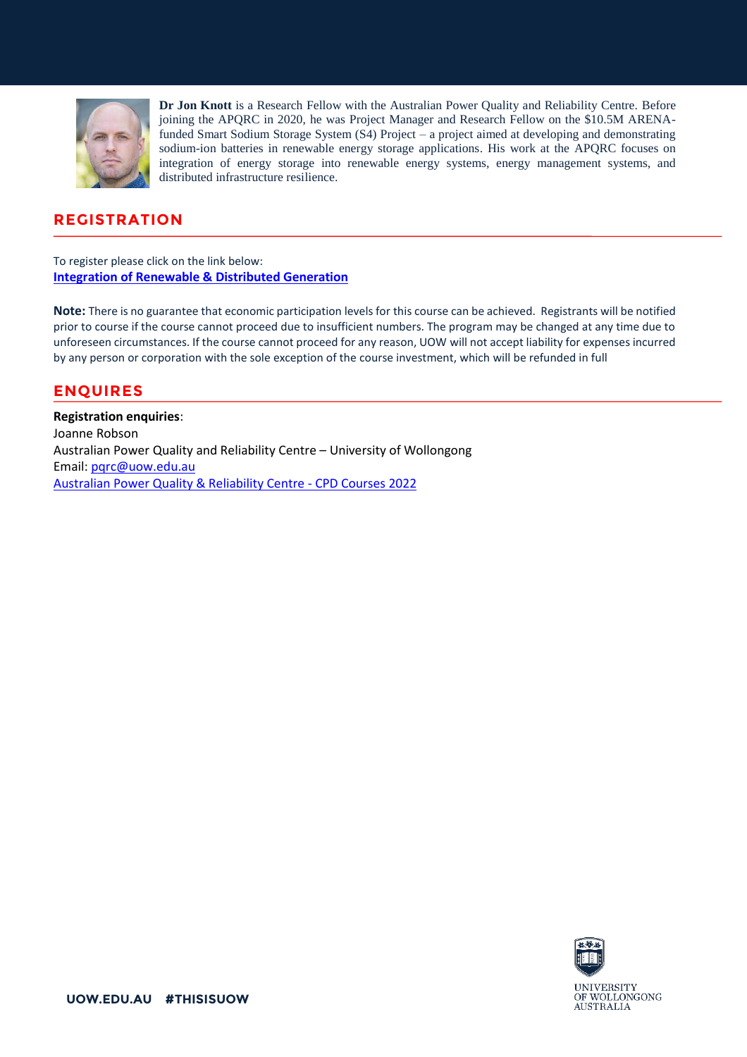**Dr Jon Knott** is a Research Fellow with the Australian Power Quality and Reliability Centre. Before joining the APQRC in 2020, he was Project Manager and Research Fellow on the $10.5M ARENA-funded Smart Sodium Storage System (S4) Project – a project aimed at developing and demonstrating sodium-ion batteries in renewable energy storage applications. His work at the APQRC focuses on integration of energy storage into renewable energy systems, energy management systems, and distributed infrastructure resilience.

## REGISTRATION

To register please click on the link below:
**Integration of Renewable & Distributed Generation**

**Note:** There is no guarantee that economic participation levels for this course can be achieved. Registrants will be notified prior to course if the course cannot proceed due to insufficient numbers. The program may be changed at any time due to unforeseen circumstances. If the course cannot proceed for any reason, UOW will not accept liability for expenses incurred by any person or corporation with the sole exception of the course investment, which will be refunded in full

## ENQUIRES

**Registration enquiries**:
Joanne Robson
Australian Power Quality and Reliability Centre – University of Wollongong
Email: pqrc@uow.edu.au
Australian Power Quality & Reliability Centre - CPD Courses 2022

UOW.EDU.AU #THISISUOW

UNIVERSITY OF WOLLONGONG AUSTRALIA